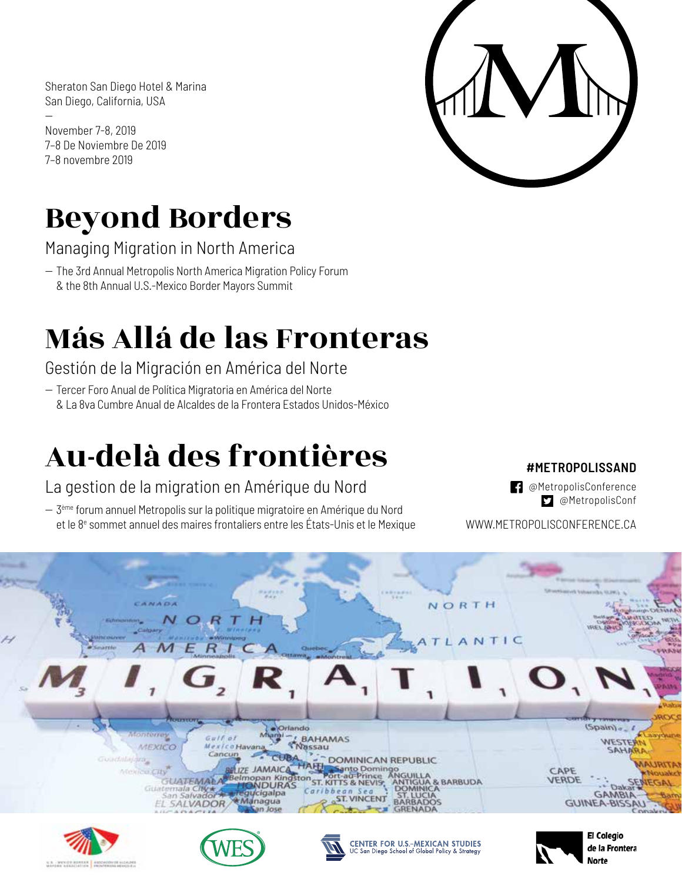Sheraton San Diego Hotel & Marina
San Diego, California, USA

—

November 7-8, 2019
7–8 De Noviembre De 2019
7–8 novembre 2019

# Beyond Borders

## Managing Migration in North America

— The 3rd Annual Metropolis North America Migration Policy Forum
& the 8th Annual U.S.-Mexico Border Mayors Summit

# Más Allá de las Fronteras

## Gestión de la Migración en América del Norte

— Tercer Foro Anual de Política Migratoria en América del Norte
& La 8va Cumbre Anual de Alcaldes de la Frontera Estados Unidos-México

# Au-delà des frontières

## La gestion de la migration en Amérique du Nord

— 3ème forum annuel Metropolis sur la politique migratoire en Amérique du Nord
et le 8e sommet annuel des maires frontaliers entre les États-Unis et le Mexique

**#METROPOLISSAND**

@MetropolisConference
@MetropolisConf

WWW.METROPOLISCONFERENCE.CA

CENTER FOR U.S.-MEXICAN STUDIES
UC San Diego School of Global Policy & Strategy

El Colegio de la Frontera Norte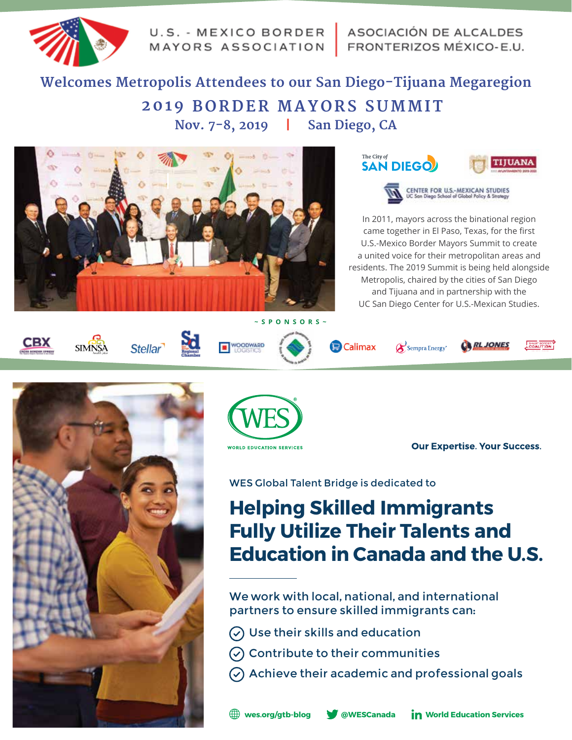U.S. - MEXICO BORDER MAYORS ASSOCIATION | ASOCIACIÓN DE ALCALDES FRONTERIZOS MÉXICO-E.U.

## Welcomes Metropolis Attendees to our San Diego-Tijuana Megaregion

# 2019 BORDER MAYORS SUMMIT

**Nov. 7-8, 2019 | San Diego, CA**

The City of SAN DIEGO

TIJUANA

CENTER FOR U.S.-MEXICAN STUDIES
UC San Diego School of Global Policy & Strategy

In 2011, mayors across the binational region came together in El Paso, Texas, for the first U.S.-Mexico Border Mayors Summit to create a united voice for their metropolitan areas and residents. The 2019 Summit is being held alongside Metropolis, chaired by the cities of San Diego and Tijuana and in partnership with the UC San Diego Center for U.S.-Mexican Studies.

~ SPONSORS ~

CBX · SIMNSA · Stellar · San Diego Regional Chamber · Woodward Logistics · Calimax · Sempra Energy · RL Jones · Smart Border Coalition

---

WES
WORLD EDUCATION SERVICES

**Our Expertise. Your Success.**

WES Global Talent Bridge is dedicated to

# Helping Skilled Immigrants Fully Utilize Their Talents and Education in Canada and the U.S.

We work with local, national, and international partners to ensure skilled immigrants can:

- Use their skills and education
- Contribute to their communities
- Achieve their academic and professional goals

**wes.org/gtb-blog** **@WESCanada** **World Education Services**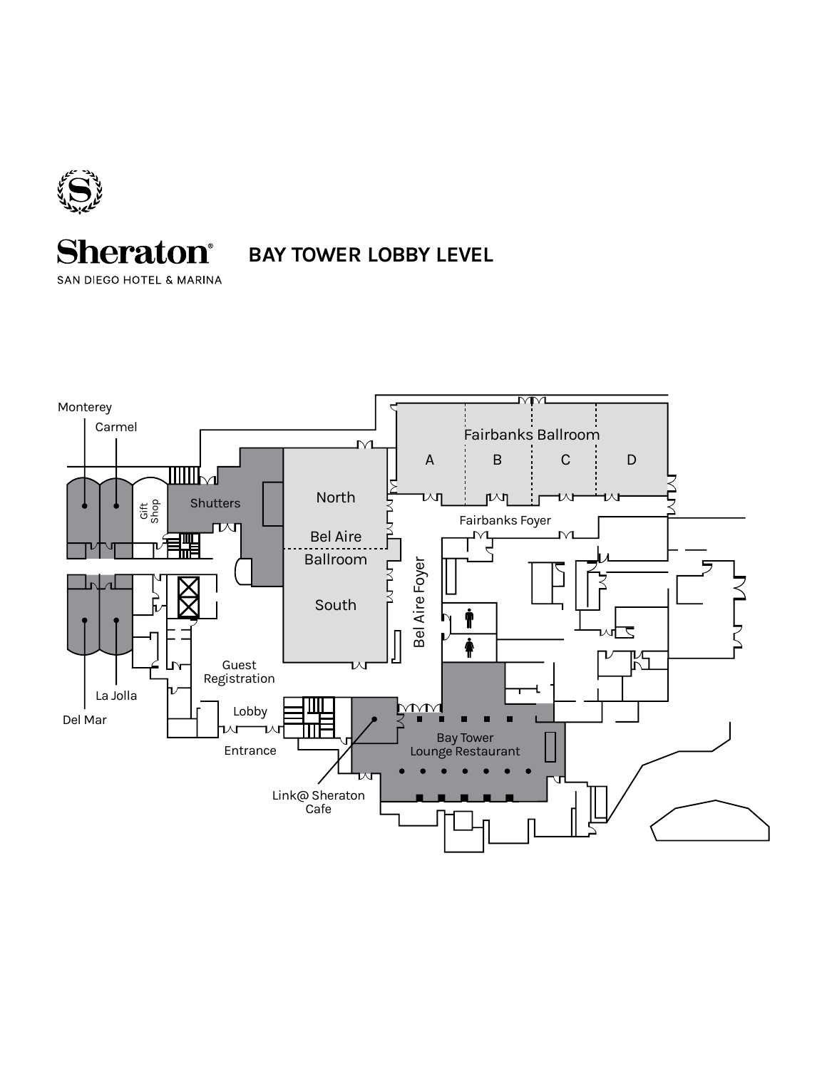Sheraton

SAN DIEGO HOTEL & MARINA

# BAY TOWER LOBBY LEVEL

Monterey

Carmel

Gift Shop

Shutters

North

Bel Aire Ballroom

South

Fairbanks Ballroom

A

B

C

D

Fairbanks Foyer

Bel Aire Foyer

Guest Registration

Lobby

Entrance

La Jolla

Del Mar

Bay Tower Lounge Restaurant

Link@ Sheraton Cafe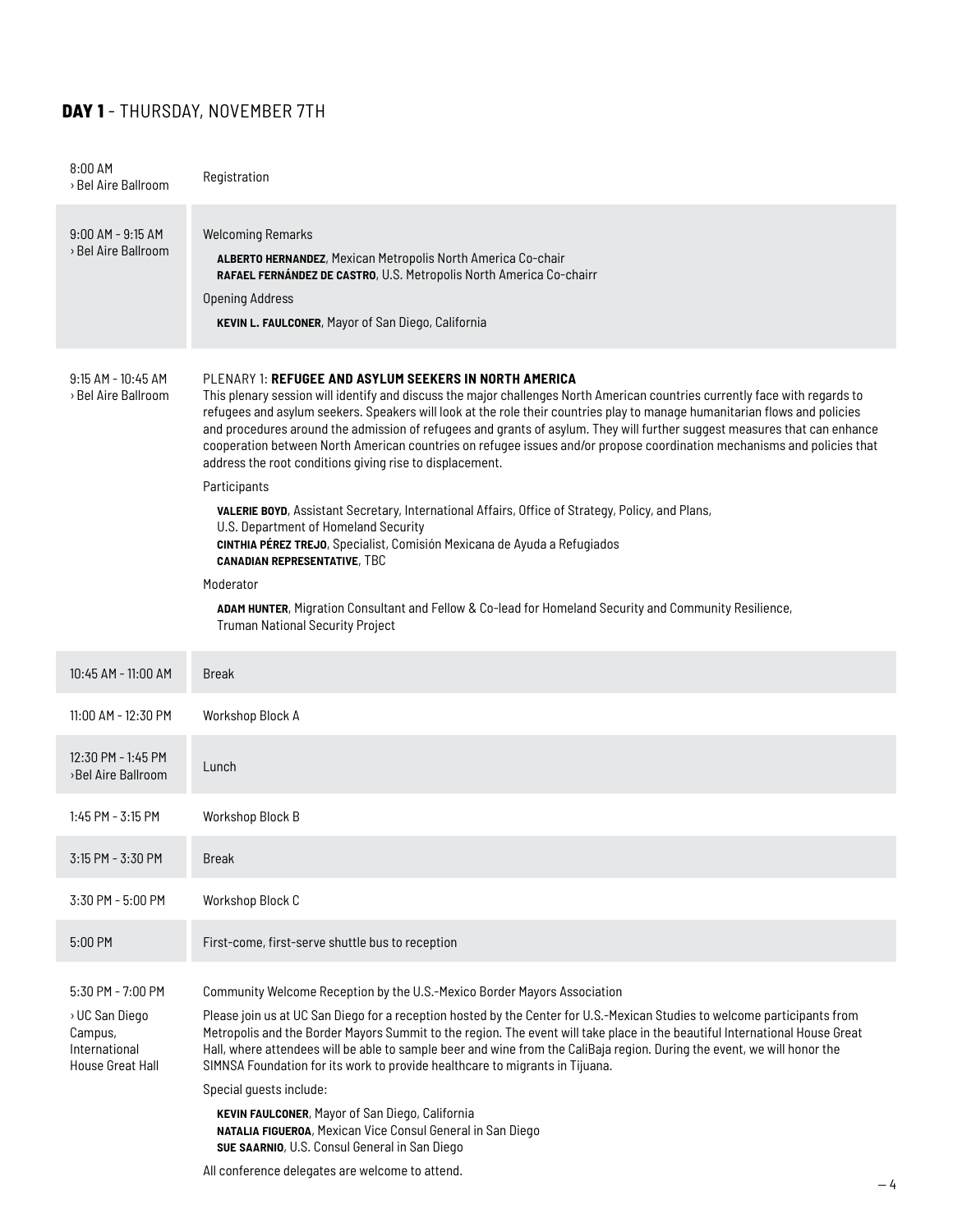## **DAY 1** - THURSDAY, NOVEMBER 7TH

| Time / Location | Session |
| --- | --- |
| 8:00 AM › Bel Aire Ballroom | Registration |
| 9:00 AM - 9:15 AM › Bel Aire Ballroom | Welcoming Remarks<br>**ALBERTO HERNANDEZ**, Mexican Metropolis North America Co-chair<br>**RAFAEL FERNÁNDEZ DE CASTRO**, U.S. Metropolis North America Co-chairr<br>Opening Address<br>**KEVIN L. FAULCONER**, Mayor of San Diego, California |
| 9:15 AM - 10:45 AM › Bel Aire Ballroom | PLENARY 1: **REFUGEE AND ASYLUM SEEKERS IN NORTH AMERICA**<br>This plenary session will identify and discuss the major challenges North American countries currently face with regards to refugees and asylum seekers. Speakers will look at the role their countries play to manage humanitarian flows and policies and procedures around the admission of refugees and grants of asylum. They will further suggest measures that can enhance cooperation between North American countries on refugee issues and/or propose coordination mechanisms and policies that address the root conditions giving rise to displacement.<br>Participants<br>**VALERIE BOYD**, Assistant Secretary, International Affairs, Office of Strategy, Policy, and Plans, U.S. Department of Homeland Security<br>**CINTHIA PÉREZ TREJO**, Specialist, Comisión Mexicana de Ayuda a Refugiados<br>**CANADIAN REPRESENTATIVE**, TBC<br>Moderator<br>**ADAM HUNTER**, Migration Consultant and Fellow & Co-lead for Homeland Security and Community Resilience, Truman National Security Project |
| 10:45 AM - 11:00 AM | Break |
| 11:00 AM - 12:30 PM | Workshop Block A |
| 12:30 PM - 1:45 PM ›Bel Aire Ballroom | Lunch |
| 1:45 PM - 3:15 PM | Workshop Block B |
| 3:15 PM - 3:30 PM | Break |
| 3:30 PM - 5:00 PM | Workshop Block C |
| 5:00 PM | First-come, first-serve shuttle bus to reception |
| 5:30 PM - 7:00 PM › UC San Diego Campus, International House Great Hall | Community Welcome Reception by the U.S.-Mexico Border Mayors Association<br>Please join us at UC San Diego for a reception hosted by the Center for U.S.-Mexican Studies to welcome participants from Metropolis and the Border Mayors Summit to the region. The event will take place in the beautiful International House Great Hall, where attendees will be able to sample beer and wine from the CaliBaja region. During the event, we will honor the SIMNSA Foundation for its work to provide healthcare to migrants in Tijuana.<br>Special guests include:<br>**KEVIN FAULCONER**, Mayor of San Diego, California<br>**NATALIA FIGUEROA**, Mexican Vice Consul General in San Diego<br>**SUE SAARNIO**, U.S. Consul General in San Diego<br>All conference delegates are welcome to attend. |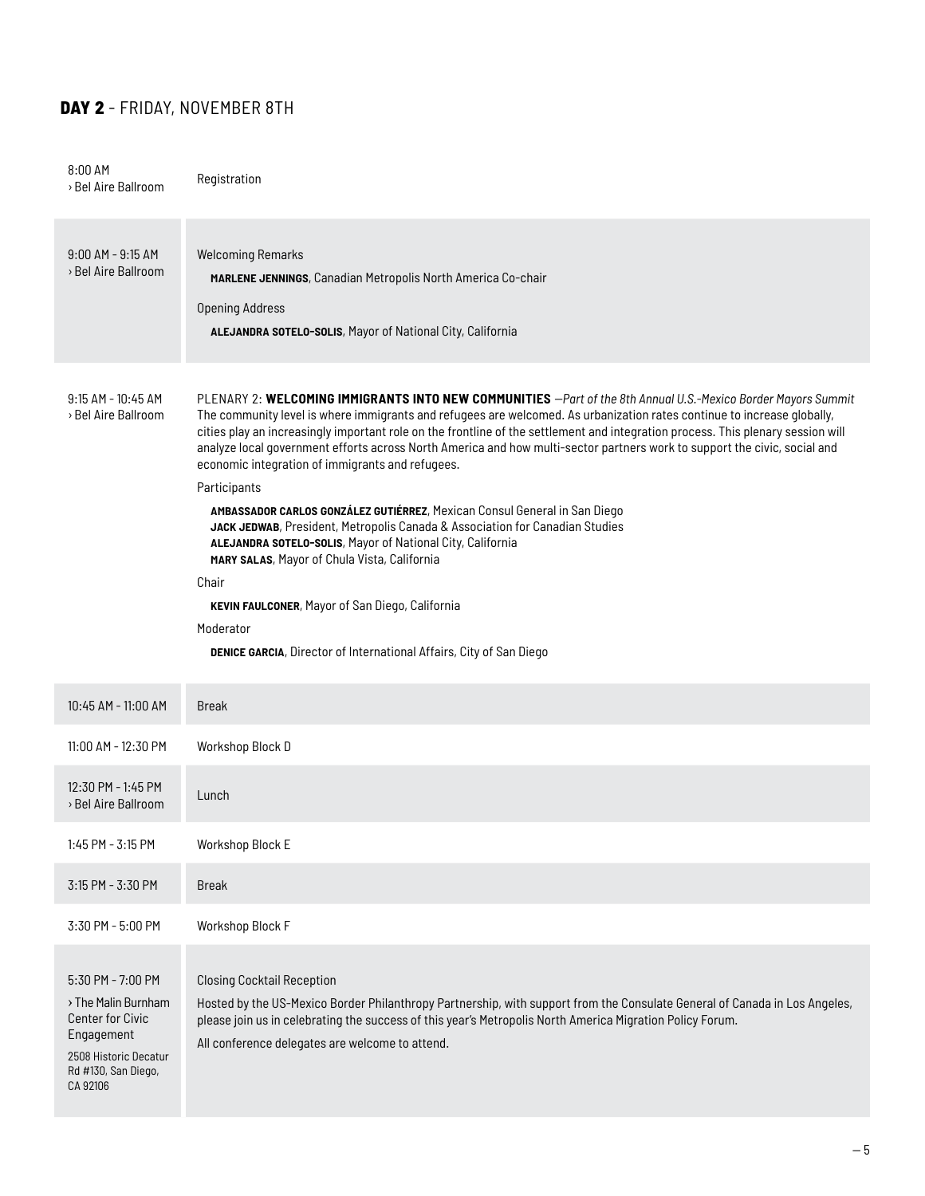## **DAY 2** - FRIDAY, NOVEMBER 8TH

| | |
|---|---|
| 8:00 AM<br>› Bel Aire Ballroom | Registration |
| 9:00 AM - 9:15 AM<br>› Bel Aire Ballroom | Welcoming Remarks<br>**MARLENE JENNINGS**, Canadian Metropolis North America Co-chair<br>Opening Address<br>**ALEJANDRA SOTELO-SOLIS**, Mayor of National City, California |
| 9:15 AM - 10:45 AM<br>› Bel Aire Ballroom | PLENARY 2: **WELCOMING IMMIGRANTS INTO NEW COMMUNITIES** *—Part of the 8th Annual U.S.-Mexico Border Mayors Summit*<br>The community level is where immigrants and refugees are welcomed. As urbanization rates continue to increase globally, cities play an increasingly important role on the frontline of the settlement and integration process. This plenary session will analyze local government efforts across North America and how multi-sector partners work to support the civic, social and economic integration of immigrants and refugees.<br>Participants<br>**AMBASSADOR CARLOS GONZÁLEZ GUTIÉRREZ**, Mexican Consul General in San Diego<br>**JACK JEDWAB**, President, Metropolis Canada & Association for Canadian Studies<br>**ALEJANDRA SOTELO-SOLIS**, Mayor of National City, California<br>**MARY SALAS**, Mayor of Chula Vista, California<br>Chair<br>**KEVIN FAULCONER**, Mayor of San Diego, California<br>Moderator<br>**DENICE GARCIA**, Director of International Affairs, City of San Diego |
| 10:45 AM - 11:00 AM | Break |
| 11:00 AM - 12:30 PM | Workshop Block D |
| 12:30 PM - 1:45 PM<br>› Bel Aire Ballroom | Lunch |
| 1:45 PM - 3:15 PM | Workshop Block E |
| 3:15 PM - 3:30 PM | Break |
| 3:30 PM - 5:00 PM | Workshop Block F |
| 5:30 PM - 7:00 PM<br>› The Malin Burnham Center for Civic Engagement<br>2508 Historic Decatur Rd #130, San Diego, CA 92106 | Closing Cocktail Reception<br>Hosted by the US-Mexico Border Philanthropy Partnership, with support from the Consulate General of Canada in Los Angeles, please join us in celebrating the success of this year's Metropolis North America Migration Policy Forum.<br>All conference delegates are welcome to attend. |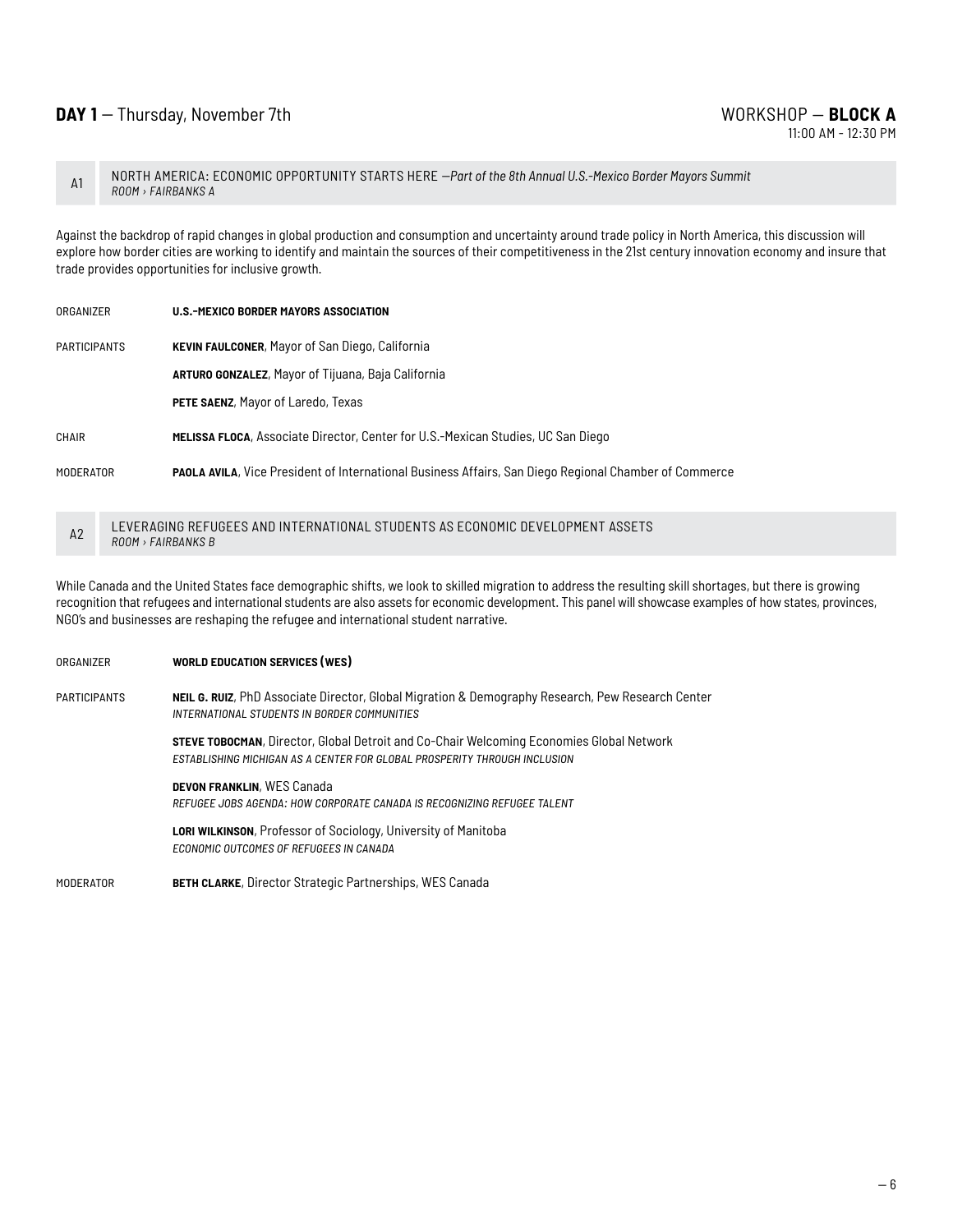## **DAY 1** — Thursday, November 7th

WORKSHOP — **BLOCK A**
11:00 AM - 12:30 PM

### A1 NORTH AMERICA: ECONOMIC OPPORTUNITY STARTS HERE —*Part of the 8th Annual U.S.-Mexico Border Mayors Summit*
*ROOM › FAIRBANKS A*

Against the backdrop of rapid changes in global production and consumption and uncertainty around trade policy in North America, this discussion will explore how border cities are working to identify and maintain the sources of their competitiveness in the 21st century innovation economy and insure that trade provides opportunities for inclusive growth.

ORGANIZER **U.S.-MEXICO BORDER MAYORS ASSOCIATION**

PARTICIPANTS
**KEVIN FAULCONER**, Mayor of San Diego, California
**ARTURO GONZALEZ**, Mayor of Tijuana, Baja California
**PETE SAENZ**, Mayor of Laredo, Texas

CHAIR **MELISSA FLOCA**, Associate Director, Center for U.S.-Mexican Studies, UC San Diego

MODERATOR **PAOLA AVILA**, Vice President of International Business Affairs, San Diego Regional Chamber of Commerce

### A2 LEVERAGING REFUGEES AND INTERNATIONAL STUDENTS AS ECONOMIC DEVELOPMENT ASSETS
*ROOM › FAIRBANKS B*

While Canada and the United States face demographic shifts, we look to skilled migration to address the resulting skill shortages, but there is growing recognition that refugees and international students are also assets for economic development. This panel will showcase examples of how states, provinces, NGO's and businesses are reshaping the refugee and international student narrative.

ORGANIZER **WORLD EDUCATION SERVICES (WES)**

PARTICIPANTS
**NEIL G. RUIZ**, PhD Associate Director, Global Migration & Demography Research, Pew Research Center
*INTERNATIONAL STUDENTS IN BORDER COMMUNITIES*

**STEVE TOBOCMAN**, Director, Global Detroit and Co-Chair Welcoming Economies Global Network
*ESTABLISHING MICHIGAN AS A CENTER FOR GLOBAL PROSPERITY THROUGH INCLUSION*

**DEVON FRANKLIN**, WES Canada
*REFUGEE JOBS AGENDA: HOW CORPORATE CANADA IS RECOGNIZING REFUGEE TALENT*

**LORI WILKINSON**, Professor of Sociology, University of Manitoba
*ECONOMIC OUTCOMES OF REFUGEES IN CANADA*

MODERATOR **BETH CLARKE**, Director Strategic Partnerships, WES Canada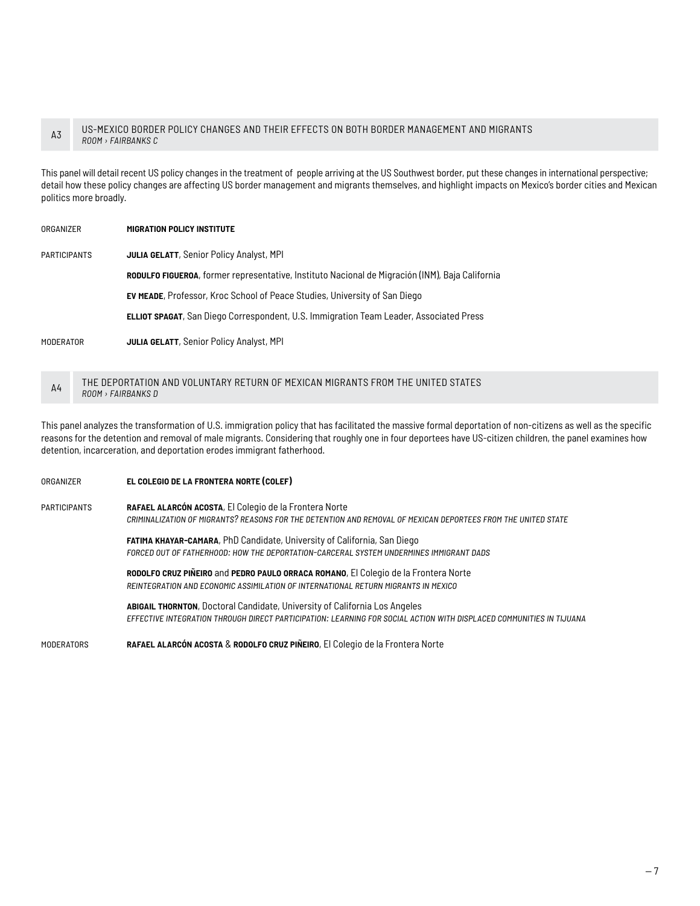## A3 US-MEXICO BORDER POLICY CHANGES AND THEIR EFFECTS ON BOTH BORDER MANAGEMENT AND MIGRANTS

*ROOM › FAIRBANKS C*

This panel will detail recent US policy changes in the treatment of people arriving at the US Southwest border, put these changes in international perspective; detail how these policy changes are affecting US border management and migrants themselves, and highlight impacts on Mexico's border cities and Mexican politics more broadly.

ORGANIZER **MIGRATION POLICY INSTITUTE**

PARTICIPANTS

**JULIA GELATT**, Senior Policy Analyst, MPI

**RODULFO FIGUEROA**, former representative, Instituto Nacional de Migración (INM), Baja California

**EV MEADE**, Professor, Kroc School of Peace Studies, University of San Diego

**ELLIOT SPAGAT**, San Diego Correspondent, U.S. Immigration Team Leader, Associated Press

MODERATOR **JULIA GELATT**, Senior Policy Analyst, MPI

## A4 THE DEPORTATION AND VOLUNTARY RETURN OF MEXICAN MIGRANTS FROM THE UNITED STATES

*ROOM › FAIRBANKS D*

This panel analyzes the transformation of U.S. immigration policy that has facilitated the massive formal deportation of non-citizens as well as the specific reasons for the detention and removal of male migrants. Considering that roughly one in four deportees have US-citizen children, the panel examines how detention, incarceration, and deportation erodes immigrant fatherhood.

ORGANIZER **EL COLEGIO DE LA FRONTERA NORTE (COLEF)**

PARTICIPANTS

**RAFAEL ALARCÓN ACOSTA**, El Colegio de la Frontera Norte
*CRIMINALIZATION OF MIGRANTS? REASONS FOR THE DETENTION AND REMOVAL OF MEXICAN DEPORTEES FROM THE UNITED STATE*

**FATIMA KHAYAR-CAMARA**, PhD Candidate, University of California, San Diego
*FORCED OUT OF FATHERHOOD: HOW THE DEPORTATION-CARCERAL SYSTEM UNDERMINES IMMIGRANT DADS*

**RODOLFO CRUZ PIÑEIRO** and **PEDRO PAULO ORRACA ROMANO**, El Colegio de la Frontera Norte
*REINTEGRATION AND ECONOMIC ASSIMILATION OF INTERNATIONAL RETURN MIGRANTS IN MEXICO*

**ABIGAIL THORNTON**, Doctoral Candidate, University of California Los Angeles
*EFFECTIVE INTEGRATION THROUGH DIRECT PARTICIPATION: LEARNING FOR SOCIAL ACTION WITH DISPLACED COMMUNITIES IN TIJUANA*

MODERATORS **RAFAEL ALARCÓN ACOSTA** & **RODOLFO CRUZ PIÑEIRO**, El Colegio de la Frontera Norte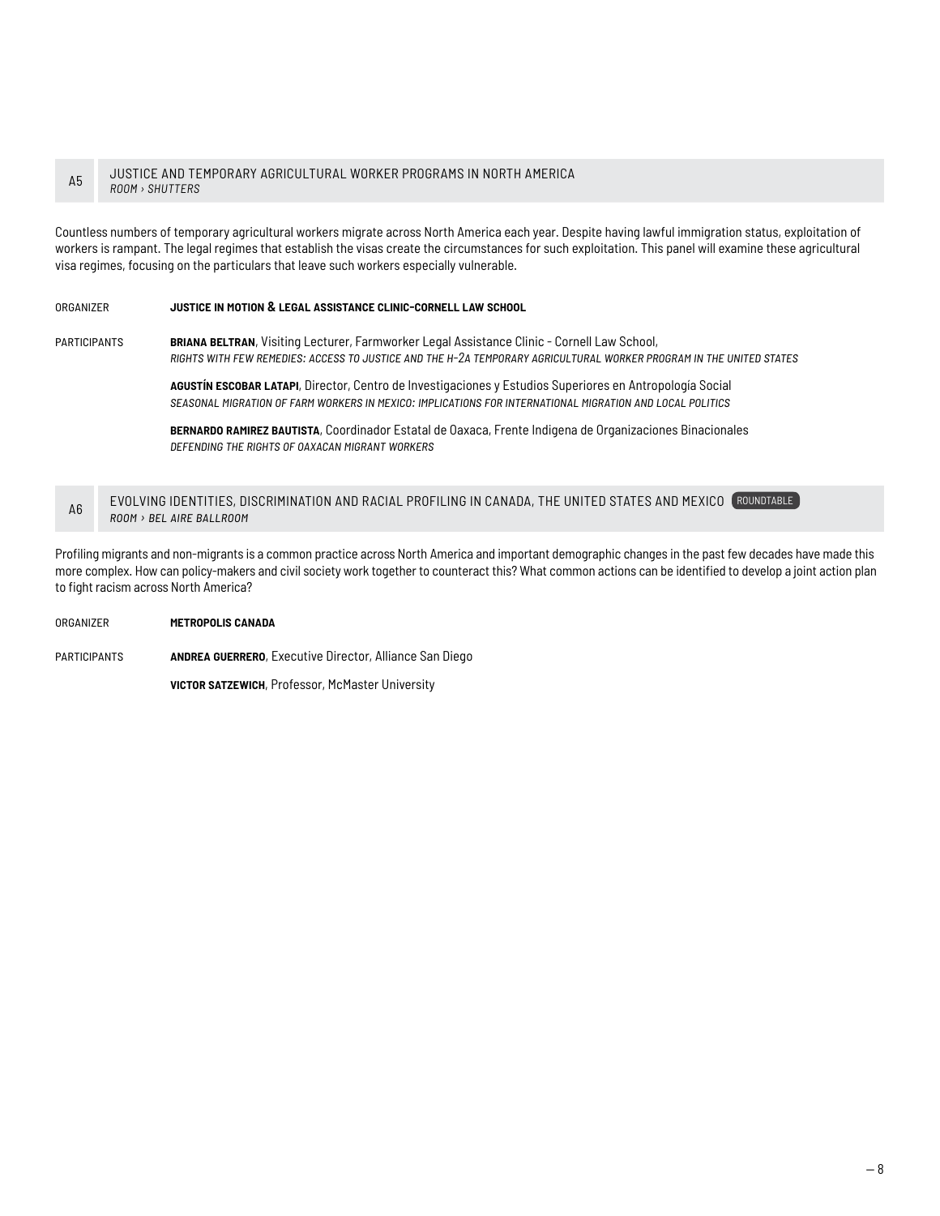## A5 JUSTICE AND TEMPORARY AGRICULTURAL WORKER PROGRAMS IN NORTH AMERICA

*ROOM › SHUTTERS*

Countless numbers of temporary agricultural workers migrate across North America each year. Despite having lawful immigration status, exploitation of workers is rampant. The legal regimes that establish the visas create the circumstances for such exploitation. This panel will examine these agricultural visa regimes, focusing on the particulars that leave such workers especially vulnerable.

ORGANIZER **JUSTICE IN MOTION & LEGAL ASSISTANCE CLINIC–CORNELL LAW SCHOOL**

PARTICIPANTS

**BRIANA BELTRAN**, Visiting Lecturer, Farmworker Legal Assistance Clinic - Cornell Law School,
*RIGHTS WITH FEW REMEDIES: ACCESS TO JUSTICE AND THE H-2A TEMPORARY AGRICULTURAL WORKER PROGRAM IN THE UNITED STATES*

**AGUSTÍN ESCOBAR LATAPI**, Director, Centro de Investigaciones y Estudios Superiores en Antropología Social
*SEASONAL MIGRATION OF FARM WORKERS IN MEXICO: IMPLICATIONS FOR INTERNATIONAL MIGRATION AND LOCAL POLITICS*

**BERNARDO RAMIREZ BAUTISTA**, Coordinador Estatal de Oaxaca, Frente Indigena de Organizaciones Binacionales
*DEFENDING THE RIGHTS OF OAXACAN MIGRANT WORKERS*

## A6 EVOLVING IDENTITIES, DISCRIMINATION AND RACIAL PROFILING IN CANADA, THE UNITED STATES AND MEXICO (ROUNDTABLE)

*ROOM › BEL AIRE BALLROOM*

Profiling migrants and non-migrants is a common practice across North America and important demographic changes in the past few decades have made this more complex. How can policy-makers and civil society work together to counteract this? What common actions can be identified to develop a joint action plan to fight racism across North America?

ORGANIZER **METROPOLIS CANADA**

PARTICIPANTS

**ANDREA GUERRERO**, Executive Director, Alliance San Diego

**VICTOR SATZEWICH**, Professor, McMaster University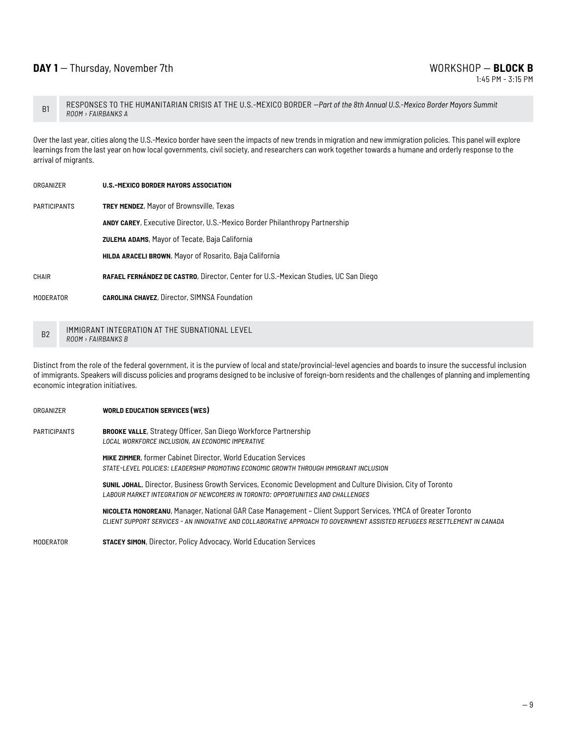**DAY 1** — Thursday, November 7th

WORKSHOP — **BLOCK B**
1:45 PM - 3:15 PM

## B1 RESPONSES TO THE HUMANITARIAN CRISIS AT THE U.S.-MEXICO BORDER —*Part of the 8th Annual U.S.-Mexico Border Mayors Summit*

*ROOM › FAIRBANKS A*

Over the last year, cities along the U.S.-Mexico border have seen the impacts of new trends in migration and new immigration policies. This panel will explore learnings from the last year on how local governments, civil society, and researchers can work together towards a humane and orderly response to the arrival of migrants.

ORGANIZER **U.S.-MEXICO BORDER MAYORS ASSOCIATION**

PARTICIPANTS

**TREY MENDEZ**, Mayor of Brownsville, Texas

**ANDY CAREY**, Executive Director, U.S.-Mexico Border Philanthropy Partnership

**ZULEMA ADAMS**, Mayor of Tecate, Baja California

**HILDA ARACELI BROWN**, Mayor of Rosarito, Baja California

CHAIR **RAFAEL FERNÁNDEZ DE CASTRO**, Director, Center for U.S.-Mexican Studies, UC San Diego

MODERATOR **CAROLINA CHAVEZ**, Director, SIMNSA Foundation

## B2 IMMIGRANT INTEGRATION AT THE SUBNATIONAL LEVEL

*ROOM › FAIRBANKS B*

Distinct from the role of the federal government, it is the purview of local and state/provincial-level agencies and boards to insure the successful inclusion of immigrants. Speakers will discuss policies and programs designed to be inclusive of foreign-born residents and the challenges of planning and implementing economic integration initiatives.

ORGANIZER **WORLD EDUCATION SERVICES (WES)**

PARTICIPANTS

**BROOKE VALLE**, Strategy Officer, San Diego Workforce Partnership
*LOCAL WORKFORCE INCLUSION, AN ECONOMIC IMPERATIVE*

**MIKE ZIMMER**, former Cabinet Director, World Education Services
*STATE-LEVEL POLICIES: LEADERSHIP PROMOTING ECONOMIC GROWTH THROUGH IMMIGRANT INCLUSION*

**SUNIL JOHAL**, Director, Business Growth Services, Economic Development and Culture Division, City of Toronto
*LABOUR MARKET INTEGRATION OF NEWCOMERS IN TORONTO: OPPORTUNITIES AND CHALLENGES*

**NICOLETA MONOREANU**, Manager, National GAR Case Management – Client Support Services, YMCA of Greater Toronto
*CLIENT SUPPORT SERVICES – AN INNOVATIVE AND COLLABORATIVE APPROACH TO GOVERNMENT ASSISTED REFUGEES RESETTLEMENT IN CANADA*

MODERATOR **STACEY SIMON**, Director, Policy Advocacy, World Education Services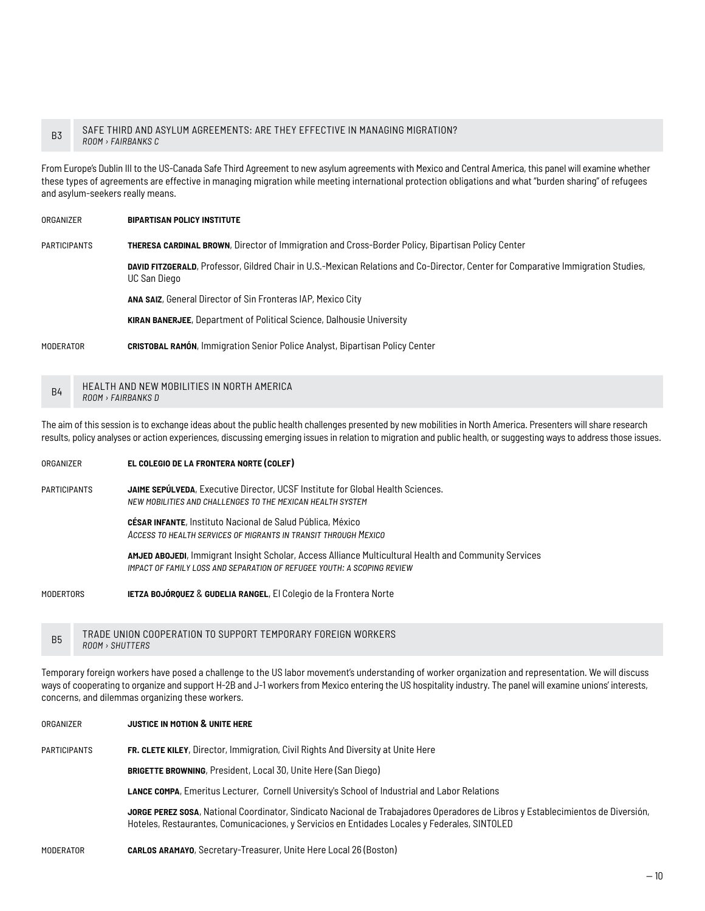## B3 SAFE THIRD AND ASYLUM AGREEMENTS: ARE THEY EFFECTIVE IN MANAGING MIGRATION?

*ROOM › FAIRBANKS C*

From Europe's Dublin III to the US-Canada Safe Third Agreement to new asylum agreements with Mexico and Central America, this panel will examine whether these types of agreements are effective in managing migration while meeting international protection obligations and what "burden sharing" of refugees and asylum-seekers really means.

ORGANIZER **BIPARTISAN POLICY INSTITUTE**

PARTICIPANTS

**THERESA CARDINAL BROWN**, Director of Immigration and Cross-Border Policy, Bipartisan Policy Center

**DAVID FITZGERALD**, Professor, Gildred Chair in U.S.-Mexican Relations and Co-Director, Center for Comparative Immigration Studies, UC San Diego

**ANA SAIZ**, General Director of Sin Fronteras IAP, Mexico City

**KIRAN BANERJEE**, Department of Political Science, Dalhousie University

MODERATOR **CRISTOBAL RAMÓN**, Immigration Senior Police Analyst, Bipartisan Policy Center

## B4 HEALTH AND NEW MOBILITIES IN NORTH AMERICA

*ROOM › FAIRBANKS D*

The aim of this session is to exchange ideas about the public health challenges presented by new mobilities in North America. Presenters will share research results, policy analyses or action experiences, discussing emerging issues in relation to migration and public health, or suggesting ways to address those issues.

ORGANIZER **EL COLEGIO DE LA FRONTERA NORTE (COLEF)**

PARTICIPANTS

**JAIME SEPÚLVEDA**, Executive Director, UCSF Institute for Global Health Sciences.
*NEW MOBILITIES AND CHALLENGES TO THE MEXICAN HEALTH SYSTEM*

**CÉSAR INFANTE**, Instituto Nacional de Salud Pública, México
*ACCESS TO HEALTH SERVICES OF MIGRANTS IN TRANSIT THROUGH MEXICO*

**AMJED ABOJEDI**, Immigrant Insight Scholar, Access Alliance Multicultural Health and Community Services
*IMPACT OF FAMILY LOSS AND SEPARATION OF REFUGEE YOUTH: A SCOPING REVIEW*

MODERTORS **IETZA BOJÓRQUEZ** & **GUDELIA RANGEL**, El Colegio de la Frontera Norte

## B5 TRADE UNION COOPERATION TO SUPPORT TEMPORARY FOREIGN WORKERS

*ROOM › SHUTTERS*

Temporary foreign workers have posed a challenge to the US labor movement's understanding of worker organization and representation. We will discuss ways of cooperating to organize and support H-2B and J-1 workers from Mexico entering the US hospitality industry. The panel will examine unions' interests, concerns, and dilemmas organizing these workers.

ORGANIZER **JUSTICE IN MOTION & UNITE HERE**

PARTICIPANTS

**FR. CLETE KILEY**, Director, Immigration, Civil Rights And Diversity at Unite Here

**BRIGETTE BROWNING**, President, Local 30, Unite Here (San Diego)

**LANCE COMPA**, Emeritus Lecturer, Cornell University's School of Industrial and Labor Relations

**JORGE PEREZ SOSA**, National Coordinator, Sindicato Nacional de Trabajadores Operadores de Libros y Establecimientos de Diversión, Hoteles, Restaurantes, Comunicaciones, y Servicios en Entidades Locales y Federales, SINTOLED

MODERATOR **CARLOS ARAMAYO**, Secretary-Treasurer, Unite Here Local 26 (Boston)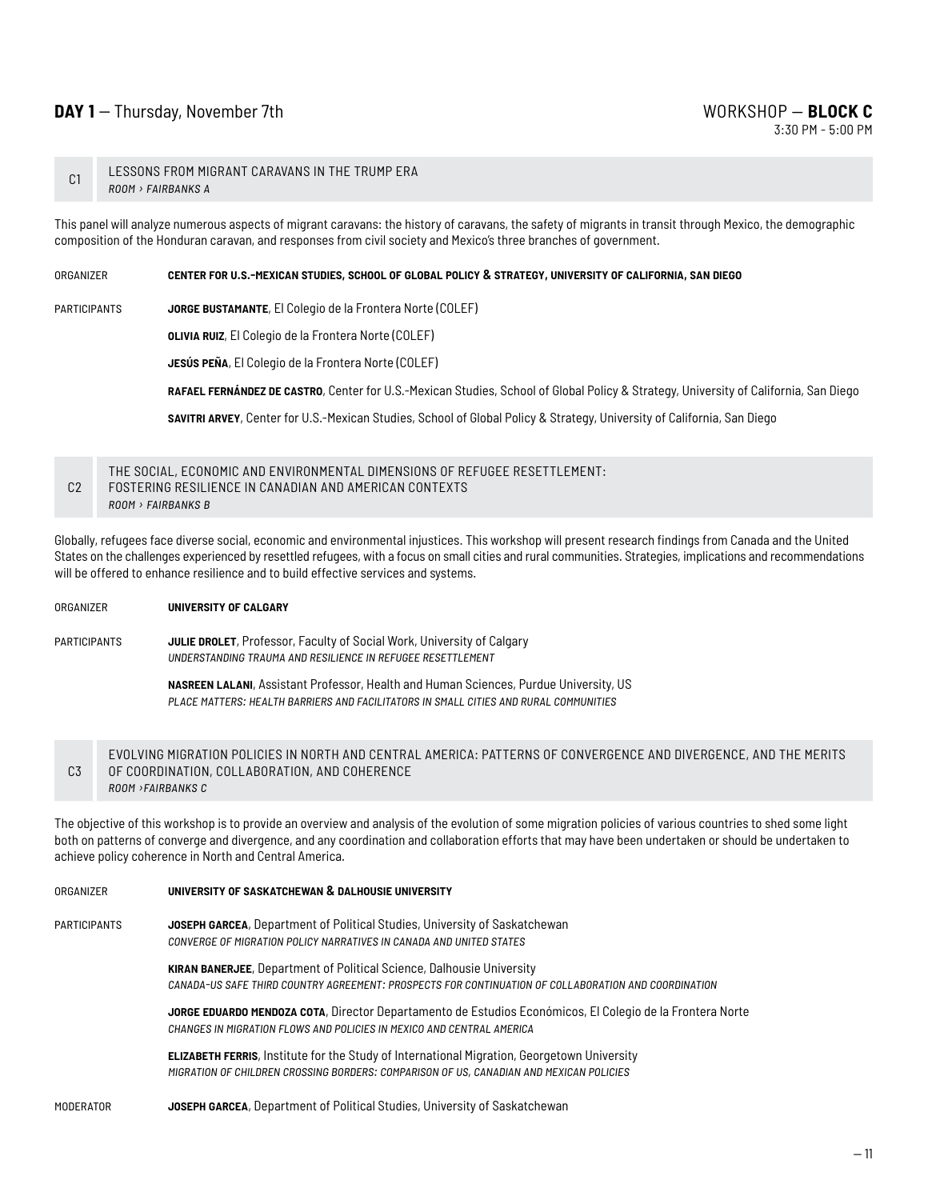**DAY 1** — Thursday, November 7th

WORKSHOP — **BLOCK C**
3:30 PM - 5:00 PM

## C1 LESSONS FROM MIGRANT CARAVANS IN THE TRUMP ERA

*ROOM › FAIRBANKS A*

This panel will analyze numerous aspects of migrant caravans: the history of caravans, the safety of migrants in transit through Mexico, the demographic composition of the Honduran caravan, and responses from civil society and Mexico's three branches of government.

ORGANIZER **CENTER FOR U.S.-MEXICAN STUDIES, SCHOOL OF GLOBAL POLICY & STRATEGY, UNIVERSITY OF CALIFORNIA, SAN DIEGO**

PARTICIPANTS

**JORGE BUSTAMANTE**, El Colegio de la Frontera Norte (COLEF)

**OLIVIA RUIZ**, El Colegio de la Frontera Norte (COLEF)

**JESÚS PEÑA**, El Colegio de la Frontera Norte (COLEF)

**RAFAEL FERNÁNDEZ DE CASTRO**, Center for U.S.-Mexican Studies, School of Global Policy & Strategy, University of California, San Diego

**SAVITRI ARVEY**, Center for U.S.-Mexican Studies, School of Global Policy & Strategy, University of California, San Diego

## C2 THE SOCIAL, ECONOMIC AND ENVIRONMENTAL DIMENSIONS OF REFUGEE RESETTLEMENT: FOSTERING RESILIENCE IN CANADIAN AND AMERICAN CONTEXTS

*ROOM › FAIRBANKS B*

Globally, refugees face diverse social, economic and environmental injustices. This workshop will present research findings from Canada and the United States on the challenges experienced by resettled refugees, with a focus on small cities and rural communities. Strategies, implications and recommendations will be offered to enhance resilience and to build effective services and systems.

ORGANIZER **UNIVERSITY OF CALGARY**

PARTICIPANTS

**JULIE DROLET**, Professor, Faculty of Social Work, University of Calgary
*UNDERSTANDING TRAUMA AND RESILIENCE IN REFUGEE RESETTLEMENT*

**NASREEN LALANI**, Assistant Professor, Health and Human Sciences, Purdue University, US
*PLACE MATTERS: HEALTH BARRIERS AND FACILITATORS IN SMALL CITIES AND RURAL COMMUNITIES*

## C3 EVOLVING MIGRATION POLICIES IN NORTH AND CENTRAL AMERICA: PATTERNS OF CONVERGENCE AND DIVERGENCE, AND THE MERITS OF COORDINATION, COLLABORATION, AND COHERENCE

*ROOM ›FAIRBANKS C*

The objective of this workshop is to provide an overview and analysis of the evolution of some migration policies of various countries to shed some light both on patterns of converge and divergence, and any coordination and collaboration efforts that may have been undertaken or should be undertaken to achieve policy coherence in North and Central America.

ORGANIZER **UNIVERSITY OF SASKATCHEWAN & DALHOUSIE UNIVERSITY**

PARTICIPANTS

**JOSEPH GARCEA**, Department of Political Studies, University of Saskatchewan
*CONVERGE OF MIGRATION POLICY NARRATIVES IN CANADA AND UNITED STATES*

**KIRAN BANERJEE**, Department of Political Science, Dalhousie University
*CANADA-US SAFE THIRD COUNTRY AGREEMENT: PROSPECTS FOR CONTINUATION OF COLLABORATION AND COORDINATION*

**JORGE EDUARDO MENDOZA COTA**, Director Departamento de Estudios Económicos, El Colegio de la Frontera Norte
*CHANGES IN MIGRATION FLOWS AND POLICIES IN MEXICO AND CENTRAL AMERICA*

**ELIZABETH FERRIS**, Institute for the Study of International Migration, Georgetown University
*MIGRATION OF CHILDREN CROSSING BORDERS: COMPARISON OF US, CANADIAN AND MEXICAN POLICIES*

MODERATOR **JOSEPH GARCEA**, Department of Political Studies, University of Saskatchewan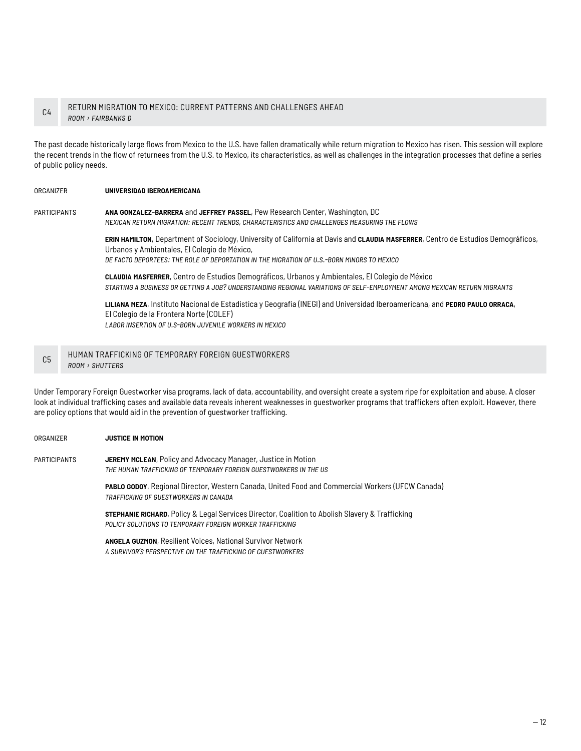## C4 RETURN MIGRATION TO MEXICO: CURRENT PATTERNS AND CHALLENGES AHEAD

*ROOM › FAIRBANKS D*

The past decade historically large flows from Mexico to the U.S. have fallen dramatically while return migration to Mexico has risen. This session will explore the recent trends in the flow of returnees from the U.S. to Mexico, its characteristics, as well as challenges in the integration processes that define a series of public policy needs.

ORGANIZER **UNIVERSIDAD IBEROAMERICANA**

PARTICIPANTS

**ANA GONZALEZ-BARRERA** and **JEFFREY PASSEL**, Pew Research Center, Washington, DC
*MEXICAN RETURN MIGRATION: RECENT TRENDS, CHARACTERISTICS AND CHALLENGES MEASURING THE FLOWS*

**ERIN HAMILTON**, Department of Sociology, University of California at Davis and **CLAUDIA MASFERRER**, Centro de Estudios Demográficos, Urbanos y Ambientales, El Colegio de México,
*DE FACTO DEPORTEES: THE ROLE OF DEPORTATION IN THE MIGRATION OF U.S.-BORN MINORS TO MEXICO*

**CLAUDIA MASFERRER**, Centro de Estudios Demográficos, Urbanos y Ambientales, El Colegio de México
*STARTING A BUSINESS OR GETTING A JOB? UNDERSTANDING REGIONAL VARIATIONS OF SELF-EMPLOYMENT AMONG MEXICAN RETURN MIGRANTS*

**LILIANA MEZA**, Instituto Nacional de Estadistica y Geografia (INEGI) and Universidad Iberoamericana, and **PEDRO PAULO ORRACA**, El Colegio de la Frontera Norte (COLEF)
*LABOR INSERTION OF U.S-BORN JUVENILE WORKERS IN MEXICO*

## C5 HUMAN TRAFFICKING OF TEMPORARY FOREIGN GUESTWORKERS

*ROOM › SHUTTERS*

Under Temporary Foreign Guestworker visa programs, lack of data, accountability, and oversight create a system ripe for exploitation and abuse. A closer look at individual trafficking cases and available data reveals inherent weaknesses in guestworker programs that traffickers often exploit. However, there are policy options that would aid in the prevention of guestworker trafficking.

ORGANIZER **JUSTICE IN MOTION**

PARTICIPANTS

**JEREMY MCLEAN**, Policy and Advocacy Manager, Justice in Motion
*THE HUMAN TRAFFICKING OF TEMPORARY FOREIGN GUESTWORKERS IN THE US*

**PABLO GODOY**, Regional Director, Western Canada, United Food and Commercial Workers (UFCW Canada)
*TRAFFICKING OF GUESTWORKERS IN CANADA*

**STEPHANIE RICHARD**, Policy & Legal Services Director, Coalition to Abolish Slavery & Trafficking
*POLICY SOLUTIONS TO TEMPORARY FOREIGN WORKER TRAFFICKING*

**ANGELA GUZMON**, Resilient Voices, National Survivor Network
*A SURVIVOR'S PERSPECTIVE ON THE TRAFFICKING OF GUESTWORKERS*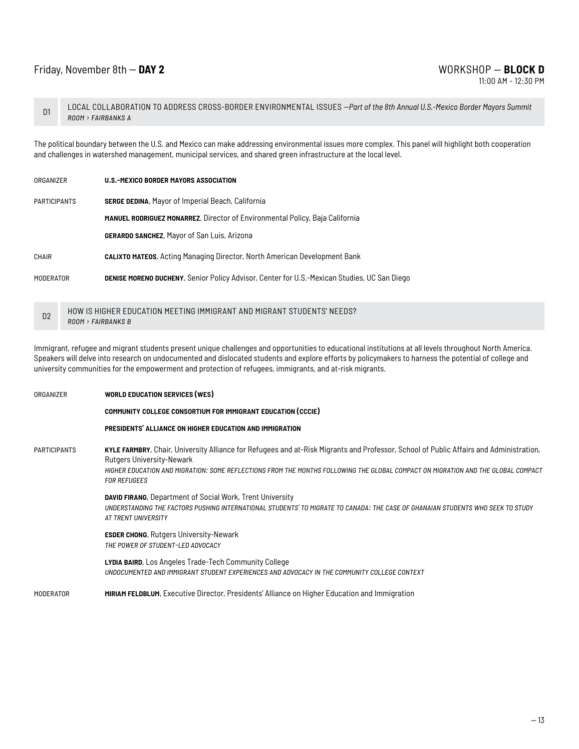## Friday, November 8th — **DAY 2**

## WORKSHOP — **BLOCK D**

11:00 AM - 12:30 PM

### D1 LOCAL COLLABORATION TO ADDRESS CROSS-BORDER ENVIRONMENTAL ISSUES —*Part of the 8th Annual U.S.-Mexico Border Mayors Summit*

*ROOM › FAIRBANKS A*

The political boundary between the U.S. and Mexico can make addressing environmental issues more complex. This panel will highlight both cooperation and challenges in watershed management, municipal services, and shared green infrastructure at the local level.

ORGANIZER

**U.S.-MEXICO BORDER MAYORS ASSOCIATION**

PARTICIPANTS

**SERGE DEDINA**, Mayor of Imperial Beach, California

**MANUEL RODRIGUEZ MONARREZ**, Director of Environmental Policy, Baja California

**GERARDO SANCHEZ**, Mayor of San Luis, Arizona

CHAIR

**CALIXTO MATEOS**, Acting Managing Director, North American Development Bank

MODERATOR

**DENISE MORENO DUCHENY**, Senior Policy Advisor, Center for U.S.-Mexican Studies, UC San Diego

### D2 HOW IS HIGHER EDUCATION MEETING IMMIGRANT AND MIGRANT STUDENTS' NEEDS?

*ROOM › FAIRBANKS B*

Immigrant, refugee and migrant students present unique challenges and opportunities to educational institutions at all levels throughout North America. Speakers will delve into research on undocumented and dislocated students and explore efforts by policymakers to harness the potential of college and university communities for the empowerment and protection of refugees, immigrants, and at-risk migrants.

ORGANIZER

**WORLD EDUCATION SERVICES (WES)**

**COMMUNITY COLLEGE CONSORTIUM FOR IMMIGRANT EDUCATION (CCCIE)**

**PRESIDENTS' ALLIANCE ON HIGHER EDUCATION AND IMMIGRATION**

PARTICIPANTS

**KYLE FARMBRY**, Chair, University Alliance for Refugees and at-Risk Migrants and Professor, School of Public Affairs and Administration, Rutgers University-Newark
*HIGHER EDUCATION AND MIGRATION: SOME REFLECTIONS FROM THE MONTHS FOLLOWING THE GLOBAL COMPACT ON MIGRATION AND THE GLOBAL COMPACT FOR REFUGEES*

**DAVID FIRANG**, Department of Social Work, Trent University
*UNDERSTANDING THE FACTORS PUSHING INTERNATIONAL STUDENTS' TO MIGRATE TO CANADA: THE CASE OF GHANAIAN STUDENTS WHO SEEK TO STUDY AT TRENT UNIVERSITY*

**ESDER CHONG**, Rutgers University-Newark
*THE POWER OF STUDENT-LED ADVOCACY*

**LYDIA BAIRD**, Los Angeles Trade-Tech Community College
*UNDOCUMENTED AND IMMIGRANT STUDENT EXPERIENCES AND ADVOCACY IN THE COMMUNITY COLLEGE CONTEXT*

MODERATOR

**MIRIAM FELDBLUM**, Executive Director, Presidents' Alliance on Higher Education and Immigration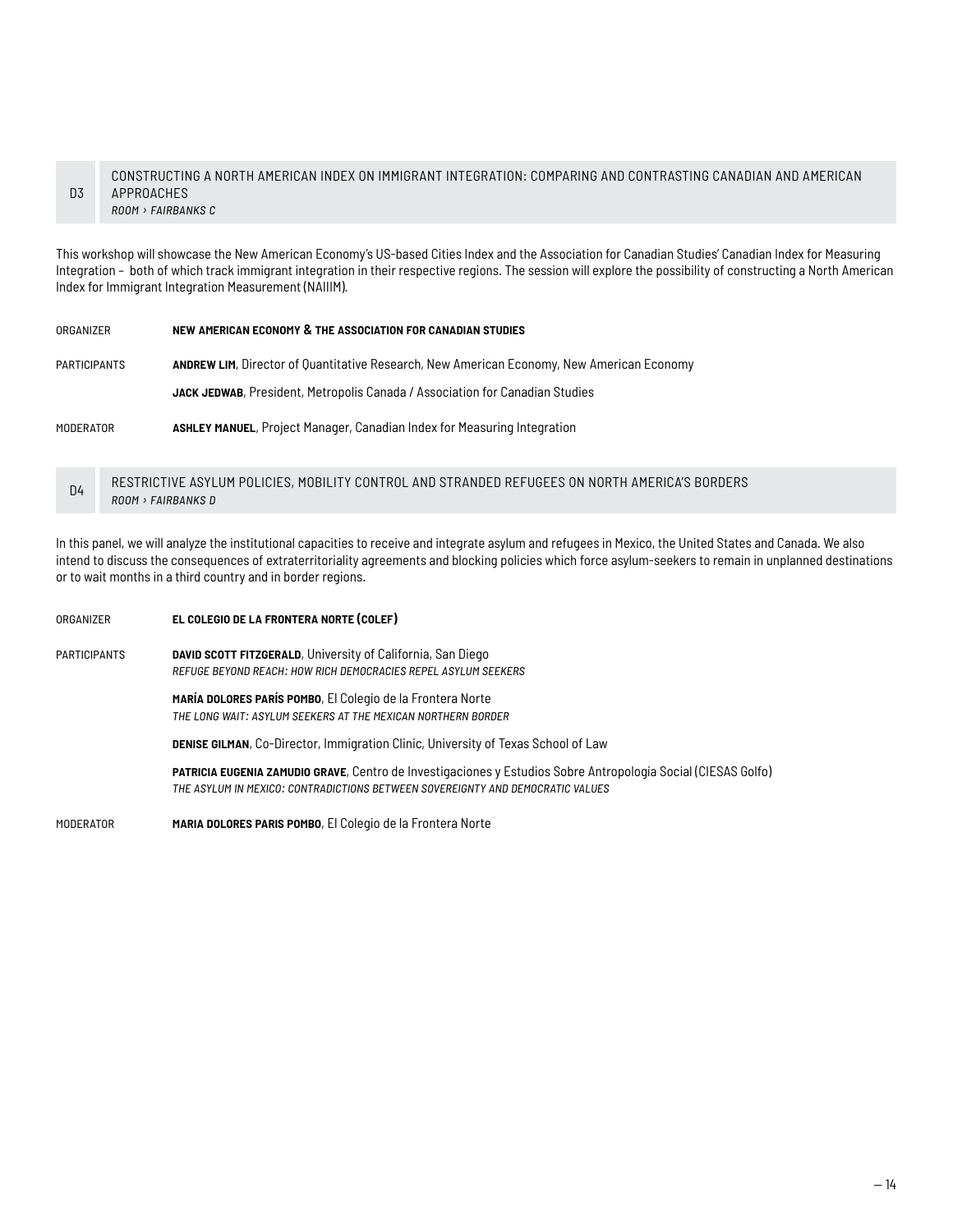## D3 CONSTRUCTING A NORTH AMERICAN INDEX ON IMMIGRANT INTEGRATION: COMPARING AND CONTRASTING CANADIAN AND AMERICAN APPROACHES

*ROOM › FAIRBANKS C*

This workshop will showcase the New American Economy's US-based Cities Index and the Association for Canadian Studies' Canadian Index for Measuring Integration – both of which track immigrant integration in their respective regions. The session will explore the possibility of constructing a North American Index for Immigrant Integration Measurement (NAIIIM).

ORGANIZER **NEW AMERICAN ECONOMY & THE ASSOCIATION FOR CANADIAN STUDIES**

PARTICIPANTS **ANDREW LIM**, Director of Quantitative Research, New American Economy, New American Economy

**JACK JEDWAB**, President, Metropolis Canada / Association for Canadian Studies

MODERATOR **ASHLEY MANUEL**, Project Manager, Canadian Index for Measuring Integration

## D4 RESTRICTIVE ASYLUM POLICIES, MOBILITY CONTROL AND STRANDED REFUGEES ON NORTH AMERICA'S BORDERS

*ROOM › FAIRBANKS D*

In this panel, we will analyze the institutional capacities to receive and integrate asylum and refugees in Mexico, the United States and Canada. We also intend to discuss the consequences of extraterritoriality agreements and blocking policies which force asylum-seekers to remain in unplanned destinations or to wait months in a third country and in border regions.

ORGANIZER **EL COLEGIO DE LA FRONTERA NORTE (COLEF)**

PARTICIPANTS **DAVID SCOTT FITZGERALD**, University of California, San Diego
*REFUGE BEYOND REACH: HOW RICH DEMOCRACIES REPEL ASYLUM SEEKERS*

**MARÍA DOLORES PARÍS POMBO**, El Colegio de la Frontera Norte
*THE LONG WAIT: ASYLUM SEEKERS AT THE MEXICAN NORTHERN BORDER*

**DENISE GILMAN**, Co-Director, Immigration Clinic, University of Texas School of Law

**PATRICIA EUGENIA ZAMUDIO GRAVE**, Centro de Investigaciones y Estudios Sobre Antropología Social (CIESAS Golfo)
*THE ASYLUM IN MEXICO: CONTRADICTIONS BETWEEN SOVEREIGNTY AND DEMOCRATIC VALUES*

MODERATOR **MARIA DOLORES PARIS POMBO**, El Colegio de la Frontera Norte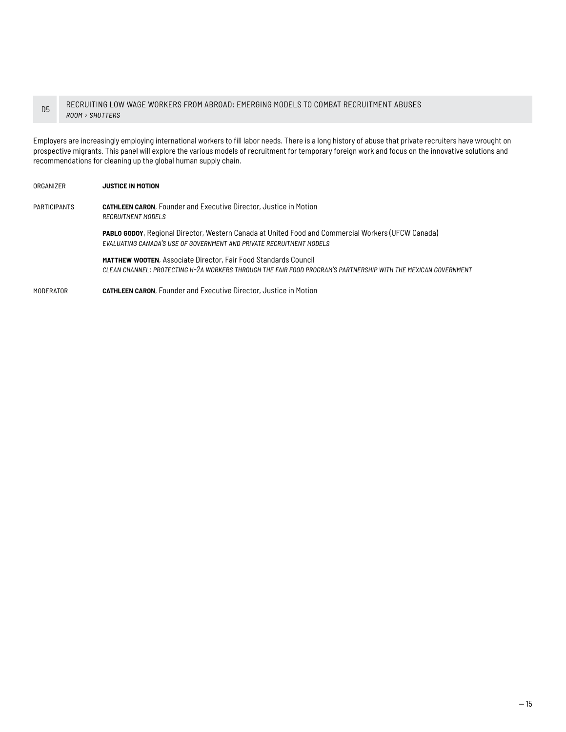## D5 RECRUITING LOW WAGE WORKERS FROM ABROAD: EMERGING MODELS TO COMBAT RECRUITMENT ABUSES

*ROOM › SHUTTERS*

Employers are increasingly employing international workers to fill labor needs. There is a long history of abuse that private recruiters have wrought on prospective migrants. This panel will explore the various models of recruitment for temporary foreign work and focus on the innovative solutions and recommendations for cleaning up the global human supply chain.

ORGANIZER **JUSTICE IN MOTION**

PARTICIPANTS

**CATHLEEN CARON**, Founder and Executive Director, Justice in Motion
*RECRUITMENT MODELS*

**PABLO GODOY**, Regional Director, Western Canada at United Food and Commercial Workers (UFCW Canada)
*EVALUATING CANADA'S USE OF GOVERNMENT AND PRIVATE RECRUITMENT MODELS*

**MATTHEW WOOTEN**, Associate Director, Fair Food Standards Council
*CLEAN CHANNEL: PROTECTING H-2A WORKERS THROUGH THE FAIR FOOD PROGRAM'S PARTNERSHIP WITH THE MEXICAN GOVERNMENT*

MODERATOR **CATHLEEN CARON**, Founder and Executive Director, Justice in Motion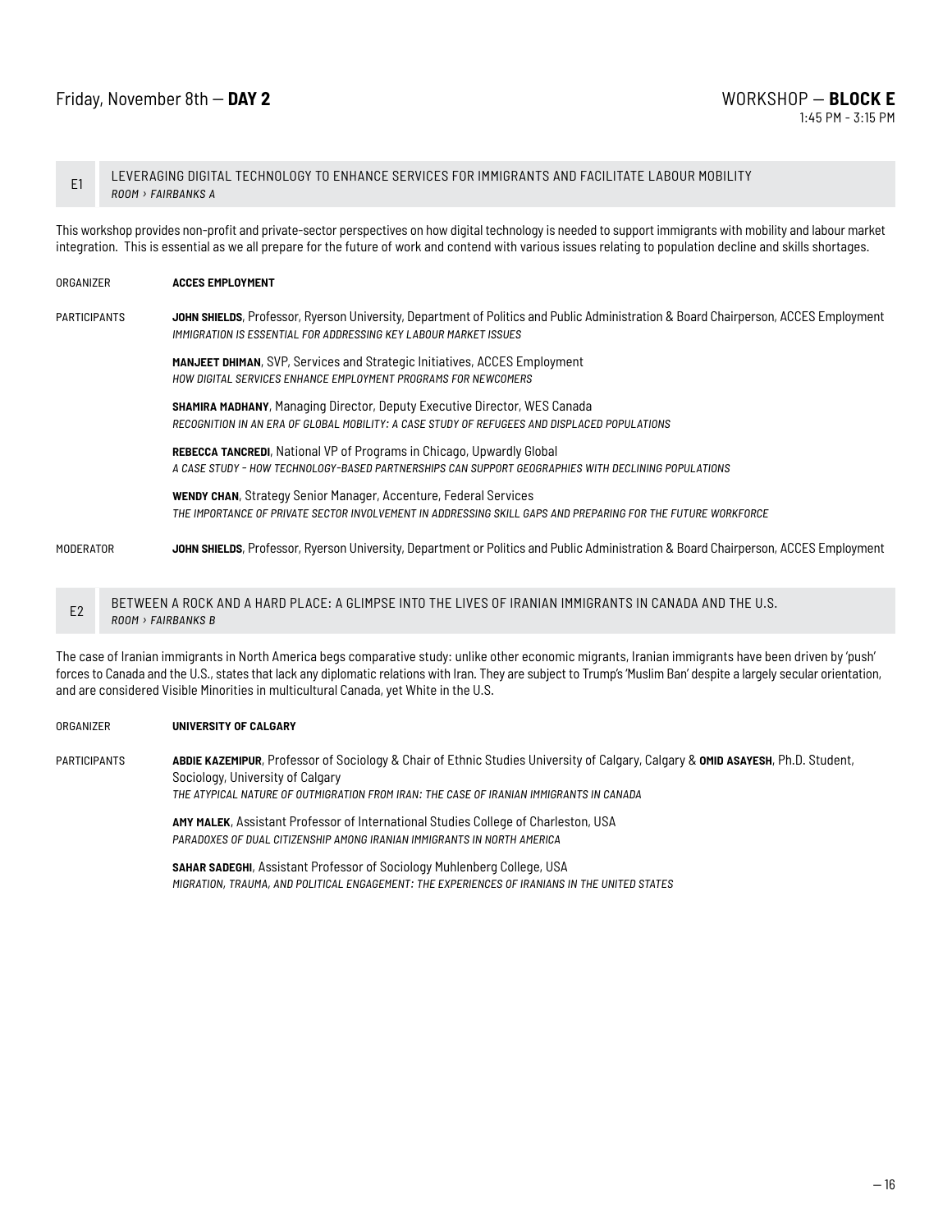Friday, November 8th — **DAY 2**

WORKSHOP — **BLOCK E**
1:45 PM - 3:15 PM

## E1 LEVERAGING DIGITAL TECHNOLOGY TO ENHANCE SERVICES FOR IMMIGRANTS AND FACILITATE LABOUR MOBILITY

*ROOM › FAIRBANKS A*

This workshop provides non-profit and private-sector perspectives on how digital technology is needed to support immigrants with mobility and labour market integration. This is essential as we all prepare for the future of work and contend with various issues relating to population decline and skills shortages.

ORGANIZER **ACCES EMPLOYMENT**

PARTICIPANTS

**JOHN SHIELDS**, Professor, Ryerson University, Department of Politics and Public Administration & Board Chairperson, ACCES Employment
*IMMIGRATION IS ESSENTIAL FOR ADDRESSING KEY LABOUR MARKET ISSUES*

**MANJEET DHIMAN**, SVP, Services and Strategic Initiatives, ACCES Employment
*HOW DIGITAL SERVICES ENHANCE EMPLOYMENT PROGRAMS FOR NEWCOMERS*

**SHAMIRA MADHANY**, Managing Director, Deputy Executive Director, WES Canada
*RECOGNITION IN AN ERA OF GLOBAL MOBILITY: A CASE STUDY OF REFUGEES AND DISPLACED POPULATIONS*

**REBECCA TANCREDI**, National VP of Programs in Chicago, Upwardly Global
*A CASE STUDY – HOW TECHNOLOGY-BASED PARTNERSHIPS CAN SUPPORT GEOGRAPHIES WITH DECLINING POPULATIONS*

**WENDY CHAN**, Strategy Senior Manager, Accenture, Federal Services
*THE IMPORTANCE OF PRIVATE SECTOR INVOLVEMENT IN ADDRESSING SKILL GAPS AND PREPARING FOR THE FUTURE WORKFORCE*

MODERATOR **JOHN SHIELDS**, Professor, Ryerson University, Department or Politics and Public Administration & Board Chairperson, ACCES Employment

## E2 BETWEEN A ROCK AND A HARD PLACE: A GLIMPSE INTO THE LIVES OF IRANIAN IMMIGRANTS IN CANADA AND THE U.S.

*ROOM › FAIRBANKS B*

The case of Iranian immigrants in North America begs comparative study: unlike other economic migrants, Iranian immigrants have been driven by 'push' forces to Canada and the U.S., states that lack any diplomatic relations with Iran. They are subject to Trump's 'Muslim Ban' despite a largely secular orientation, and are considered Visible Minorities in multicultural Canada, yet White in the U.S.

ORGANIZER **UNIVERSITY OF CALGARY**

PARTICIPANTS

**ABDIE KAZEMIPUR**, Professor of Sociology & Chair of Ethnic Studies University of Calgary, Calgary & **OMID ASAYESH**, Ph.D. Student, Sociology, University of Calgary
*THE ATYPICAL NATURE OF OUTMIGRATION FROM IRAN: THE CASE OF IRANIAN IMMIGRANTS IN CANADA*

**AMY MALEK**, Assistant Professor of International Studies College of Charleston, USA
*PARADOXES OF DUAL CITIZENSHIP AMONG IRANIAN IMMIGRANTS IN NORTH AMERICA*

**SAHAR SADEGHI**, Assistant Professor of Sociology Muhlenberg College, USA
*MIGRATION, TRAUMA, AND POLITICAL ENGAGEMENT: THE EXPERIENCES OF IRANIANS IN THE UNITED STATES*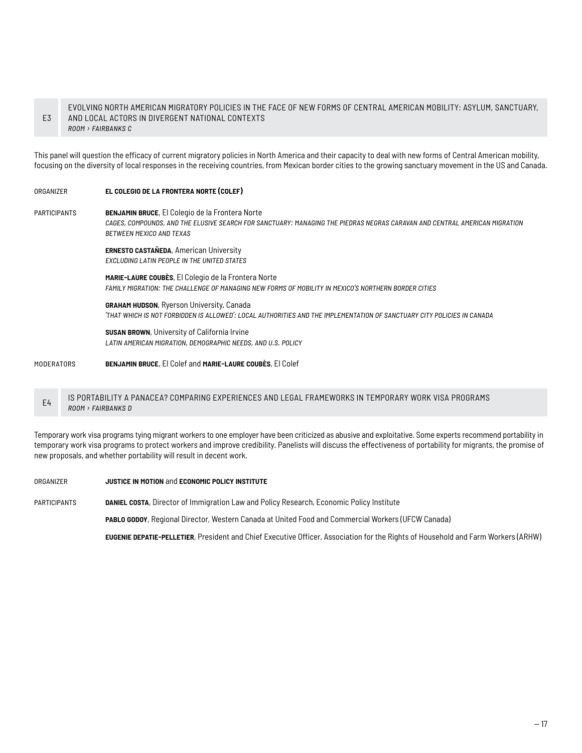## E3 EVOLVING NORTH AMERICAN MIGRATORY POLICIES IN THE FACE OF NEW FORMS OF CENTRAL AMERICAN MOBILITY: ASYLUM, SANCTUARY, AND LOCAL ACTORS IN DIVERGENT NATIONAL CONTEXTS

*ROOM › FAIRBANKS C*

This panel will question the efficacy of current migratory policies in North America and their capacity to deal with new forms of Central American mobility, focusing on the diversity of local responses in the receiving countries, from Mexican border cities to the growing sanctuary movement in the US and Canada.

ORGANIZER **EL COLEGIO DE LA FRONTERA NORTE (COLEF)**

PARTICIPANTS

**BENJAMIN BRUCE**, El Colegio de la Frontera Norte
*CAGES, COMPOUNDS, AND THE ELUSIVE SEARCH FOR SANCTUARY: MANAGING THE PIEDRAS NEGRAS CARAVAN AND CENTRAL AMERICAN MIGRATION BETWEEN MEXICO AND TEXAS*

**ERNESTO CASTAÑEDA**, American University
*EXCLUDING LATIN PEOPLE IN THE UNITED STATES*

**MARIE-LAURE COUBÈS**, El Colegio de la Frontera Norte
*FAMILY MIGRATION: THE CHALLENGE OF MANAGING NEW FORMS OF MOBILITY IN MEXICO'S NORTHERN BORDER CITIES*

**GRAHAM HUDSON**, Ryerson University, Canada
*'THAT WHICH IS NOT FORBIDDEN IS ALLOWED': LOCAL AUTHORITIES AND THE IMPLEMENTATION OF SANCTUARY CITY POLICIES IN CANADA*

**SUSAN BROWN**, University of California Irvine
*LATIN AMERICAN MIGRATION, DEMOGRAPHIC NEEDS, AND U.S. POLICY*

MODERATORS **BENJAMIN BRUCE**, El Colef and **MARIE-LAURE COUBÈS**, El Colef

## E4 IS PORTABILITY A PANACEA? COMPARING EXPERIENCES AND LEGAL FRAMEWORKS IN TEMPORARY WORK VISA PROGRAMS

*ROOM › FAIRBANKS D*

Temporary work visa programs tying migrant workers to one employer have been criticized as abusive and exploitative. Some experts recommend portability in temporary work visa programs to protect workers and improve credibility. Panelists will discuss the effectiveness of portability for migrants, the promise of new proposals, and whether portability will result in decent work.

ORGANIZER **JUSTICE IN MOTION** and **ECONOMIC POLICY INSTITUTE**

PARTICIPANTS

**DANIEL COSTA**, Director of Immigration Law and Policy Research, Economic Policy Institute

**PABLO GODOY**, Regional Director, Western Canada at United Food and Commercial Workers (UFCW Canada)

**EUGENIE DEPATIE-PELLETIER**, President and Chief Executive Officer, Association for the Rights of Household and Farm Workers (ARHW)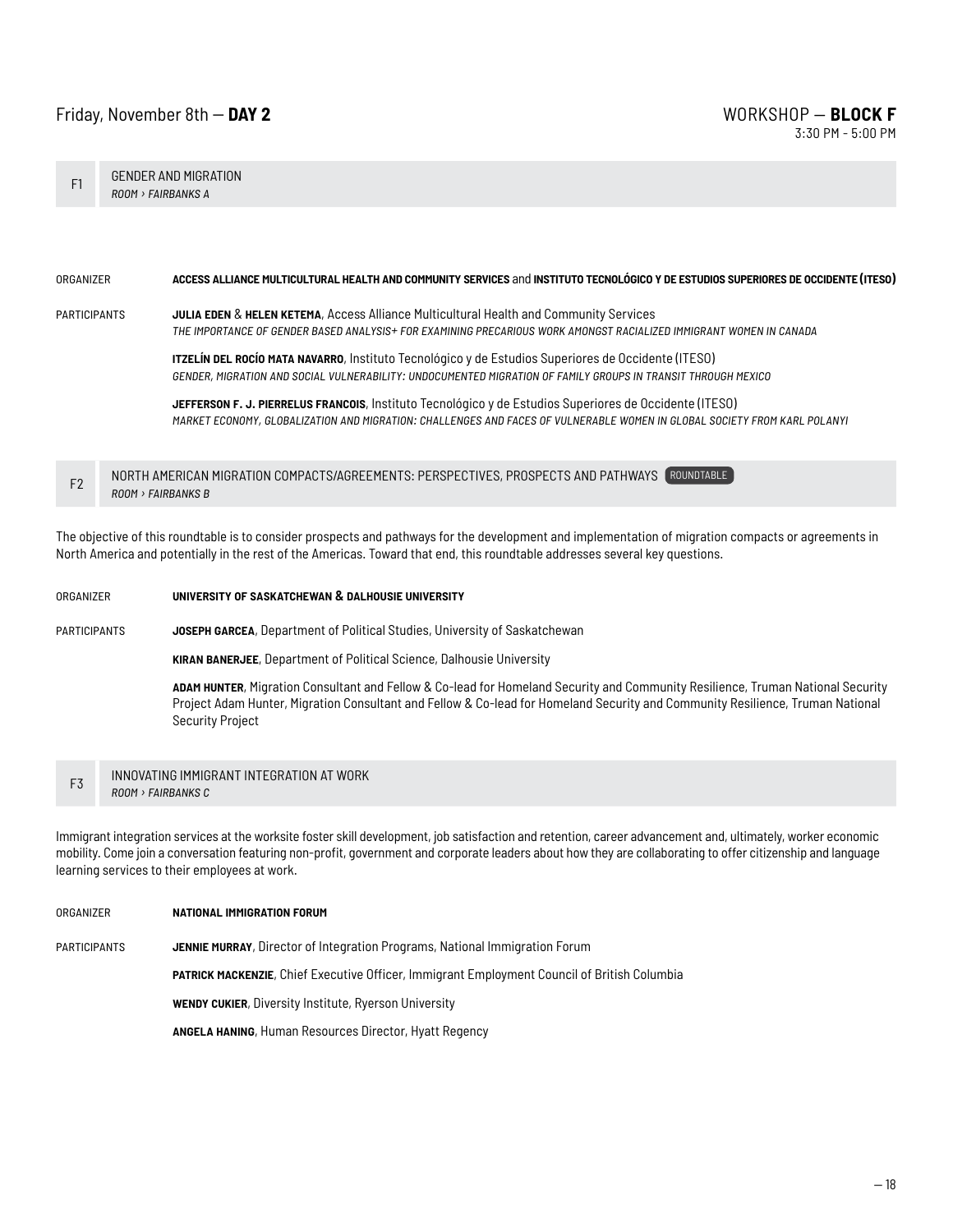Friday, November 8th — **DAY 2**

WORKSHOP — **BLOCK F**
3:30 PM - 5:00 PM

## F1 GENDER AND MIGRATION
*ROOM › FAIRBANKS A*

ORGANIZER **ACCESS ALLIANCE MULTICULTURAL HEALTH AND COMMUNITY SERVICES** and **INSTITUTO TECNOLÓGICO Y DE ESTUDIOS SUPERIORES DE OCCIDENTE (ITESO)**

PARTICIPANTS

**JULIA EDEN** & **HELEN KETEMA**, Access Alliance Multicultural Health and Community Services
*THE IMPORTANCE OF GENDER BASED ANALYSIS+ FOR EXAMINING PRECARIOUS WORK AMONGST RACIALIZED IMMIGRANT WOMEN IN CANADA*

**ITZELÍN DEL ROCÍO MATA NAVARRO**, Instituto Tecnológico y de Estudios Superiores de Occidente (ITESO)
*GENDER, MIGRATION AND SOCIAL VULNERABILITY: UNDOCUMENTED MIGRATION OF FAMILY GROUPS IN TRANSIT THROUGH MEXICO*

**JEFFERSON F. J. PIERRELUS FRANCOIS**, Instituto Tecnológico y de Estudios Superiores de Occidente (ITESO)
*MARKET ECONOMY, GLOBALIZATION AND MIGRATION: CHALLENGES AND FACES OF VULNERABLE WOMEN IN GLOBAL SOCIETY FROM KARL POLANYI*

## F2 NORTH AMERICAN MIGRATION COMPACTS/AGREEMENTS: PERSPECTIVES, PROSPECTS AND PATHWAYS (ROUNDTABLE)
*ROOM › FAIRBANKS B*

The objective of this roundtable is to consider prospects and pathways for the development and implementation of migration compacts or agreements in North America and potentially in the rest of the Americas. Toward that end, this roundtable addresses several key questions.

ORGANIZER **UNIVERSITY OF SASKATCHEWAN & DALHOUSIE UNIVERSITY**

PARTICIPANTS

**JOSEPH GARCEA**, Department of Political Studies, University of Saskatchewan

**KIRAN BANERJEE**, Department of Political Science, Dalhousie University

**ADAM HUNTER**, Migration Consultant and Fellow & Co-lead for Homeland Security and Community Resilience, Truman National Security Project Adam Hunter, Migration Consultant and Fellow & Co-lead for Homeland Security and Community Resilience, Truman National Security Project

## F3 INNOVATING IMMIGRANT INTEGRATION AT WORK
*ROOM › FAIRBANKS C*

Immigrant integration services at the worksite foster skill development, job satisfaction and retention, career advancement and, ultimately, worker economic mobility. Come join a conversation featuring non-profit, government and corporate leaders about how they are collaborating to offer citizenship and language learning services to their employees at work.

ORGANIZER **NATIONAL IMMIGRATION FORUM**

PARTICIPANTS

**JENNIE MURRAY**, Director of Integration Programs, National Immigration Forum

**PATRICK MACKENZIE**, Chief Executive Officer, Immigrant Employment Council of British Columbia

**WENDY CUKIER**, Diversity Institute, Ryerson University

**ANGELA HANING**, Human Resources Director, Hyatt Regency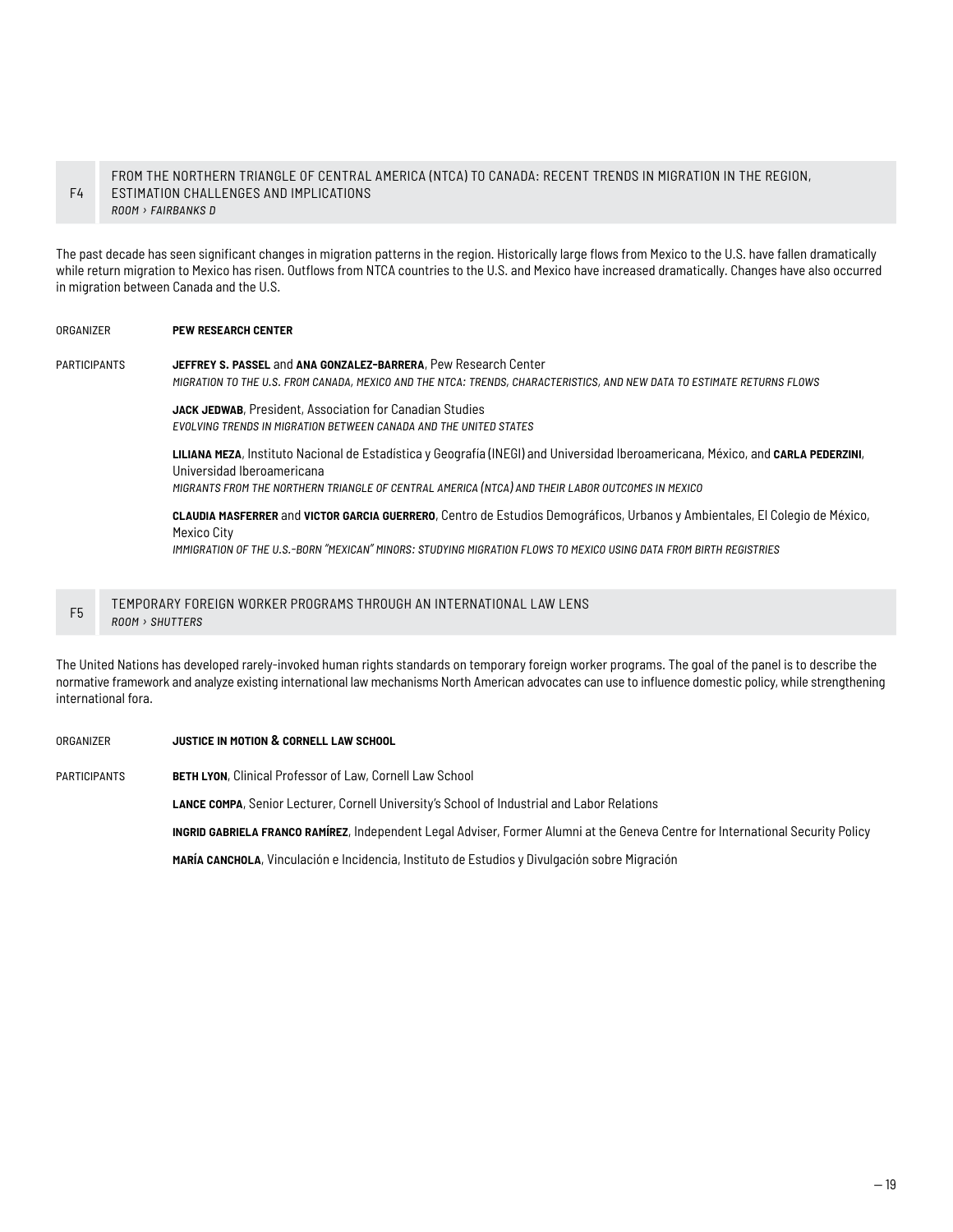## F4 FROM THE NORTHERN TRIANGLE OF CENTRAL AMERICA (NTCA) TO CANADA: RECENT TRENDS IN MIGRATION IN THE REGION, ESTIMATION CHALLENGES AND IMPLICATIONS

*ROOM › FAIRBANKS D*

The past decade has seen significant changes in migration patterns in the region. Historically large flows from Mexico to the U.S. have fallen dramatically while return migration to Mexico has risen. Outflows from NTCA countries to the U.S. and Mexico have increased dramatically. Changes have also occurred in migration between Canada and the U.S.

ORGANIZER **PEW RESEARCH CENTER**

PARTICIPANTS

**JEFFREY S. PASSEL** and **ANA GONZALEZ-BARRERA**, Pew Research Center
*MIGRATION TO THE U.S. FROM CANADA, MEXICO AND THE NTCA: TRENDS, CHARACTERISTICS, AND NEW DATA TO ESTIMATE RETURNS FLOWS*

**JACK JEDWAB**, President, Association for Canadian Studies
*EVOLVING TRENDS IN MIGRATION BETWEEN CANADA AND THE UNITED STATES*

**LILIANA MEZA**, Instituto Nacional de Estadística y Geografía (INEGI) and Universidad Iberoamericana, México, and **CARLA PEDERZINI**, Universidad Iberoamericana
*MIGRANTS FROM THE NORTHERN TRIANGLE OF CENTRAL AMERICA (NTCA) AND THEIR LABOR OUTCOMES IN MEXICO*

**CLAUDIA MASFERRER** and **VICTOR GARCIA GUERRERO**, Centro de Estudios Demográficos, Urbanos y Ambientales, El Colegio de México, Mexico City
*IMMIGRATION OF THE U.S.-BORN "MEXICAN" MINORS: STUDYING MIGRATION FLOWS TO MEXICO USING DATA FROM BIRTH REGISTRIES*

## F5 TEMPORARY FOREIGN WORKER PROGRAMS THROUGH AN INTERNATIONAL LAW LENS

*ROOM › SHUTTERS*

The United Nations has developed rarely-invoked human rights standards on temporary foreign worker programs. The goal of the panel is to describe the normative framework and analyze existing international law mechanisms North American advocates can use to influence domestic policy, while strengthening international fora.

ORGANIZER **JUSTICE IN MOTION & CORNELL LAW SCHOOL**

PARTICIPANTS

**BETH LYON**, Clinical Professor of Law, Cornell Law School

**LANCE COMPA**, Senior Lecturer, Cornell University's School of Industrial and Labor Relations

**INGRID GABRIELA FRANCO RAMÍREZ**, Independent Legal Adviser, Former Alumni at the Geneva Centre for International Security Policy

**MARÍA CANCHOLA**, Vinculación e Incidencia, Instituto de Estudios y Divulgación sobre Migración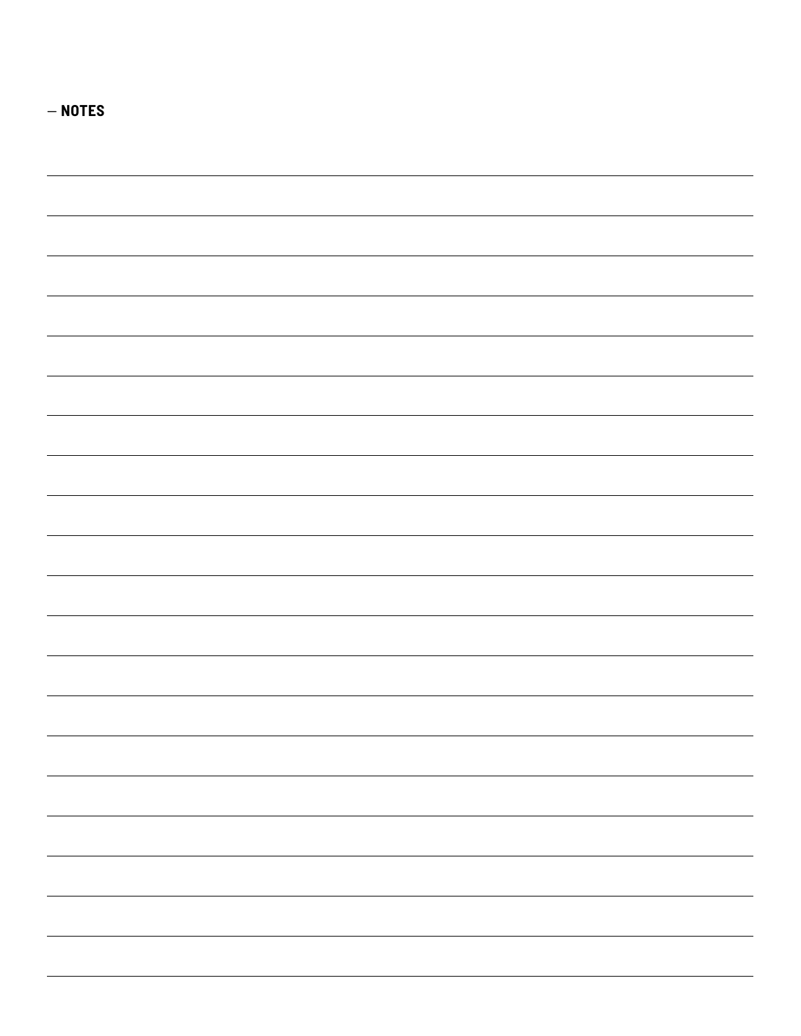— **NOTES**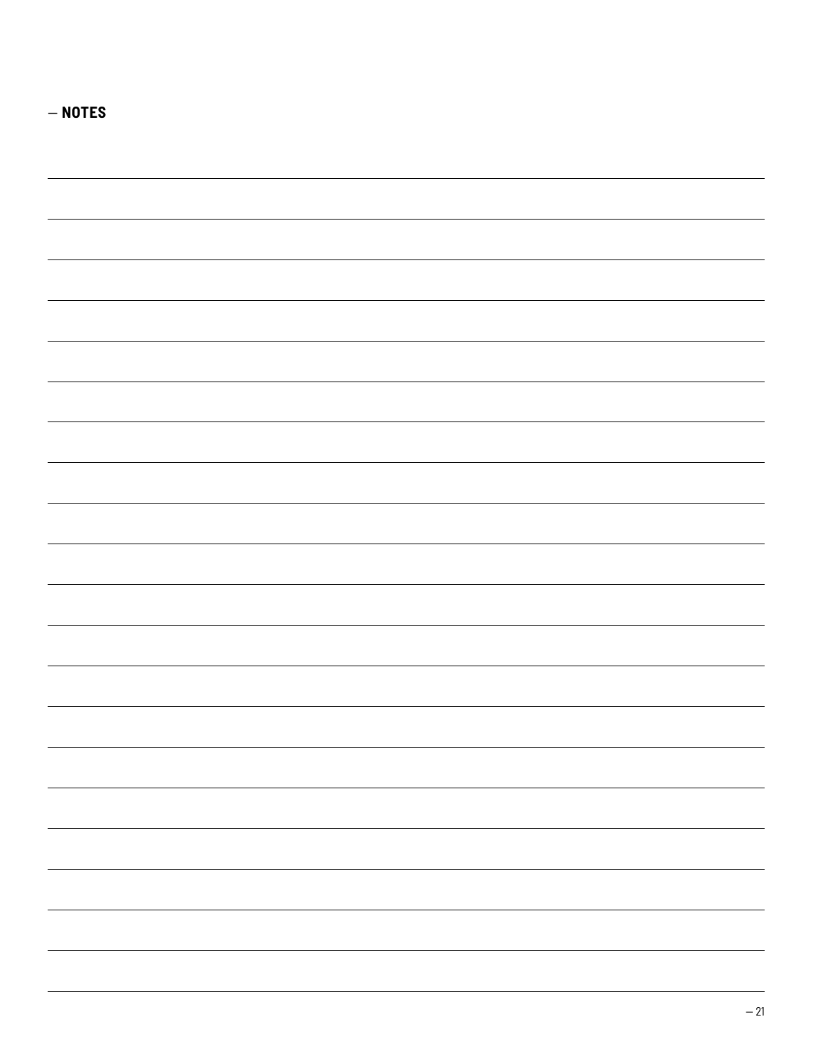– **NOTES**